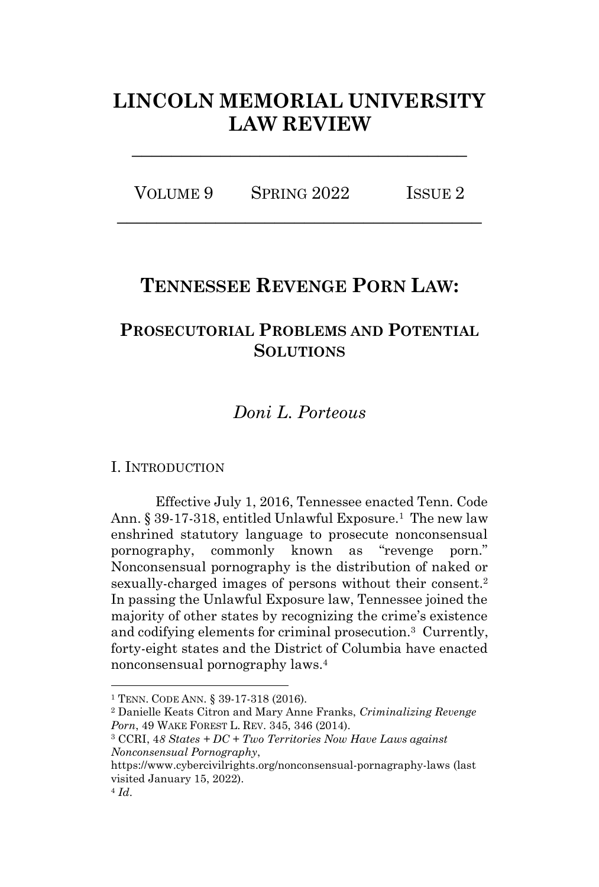# LINCOLN MEMORIAL UNIVERSITY LAW REVIEW

VOLUME 9 SPRING 2022 ISSUE 2

## TENNESSEE REVENGE PORN LAW:

### PROSECUTORIAL PROBLEMS AND POTENTIAL SOLUTIONS

*Doni L. Porteous*

## I. INTRODUCTION

Effective July 1, 2016, Tennessee enacted Tenn. Code Ann. § 39-17-318, entitled Unlawful Exposure.[1] The new law enshrined statutory language to prosecute nonconsensual pornography, commonly known as "revenge porn." Nonconsensual pornography is the distribution of naked or sexually-charged images of persons without their consent.[2] In passing the Unlawful Exposure law, Tennessee joined the majority of other states by recognizing the crime's existence and codifying elements for criminal prosecution.[3] Currently, forty-eight states and the District of Columbia have enacted nonconsensual pornography laws.[4]

---

[1] TENN. CODE ANN. § 39-17-318 (2016).

[2] Danielle Keats Citron and Mary Anne Franks, *Criminalizing Revenge Porn*, 49 WAKE FOREST L. REV. 345, 346 (2014).

[3] CCRI, 4*8 States + DC + Two Territories Now Have Laws against Nonconsensual Pornography*, https://www.cybercivilrights.org/nonconsensual-pornagraphy-laws (last visited January 15, 2022).

[4] *Id*.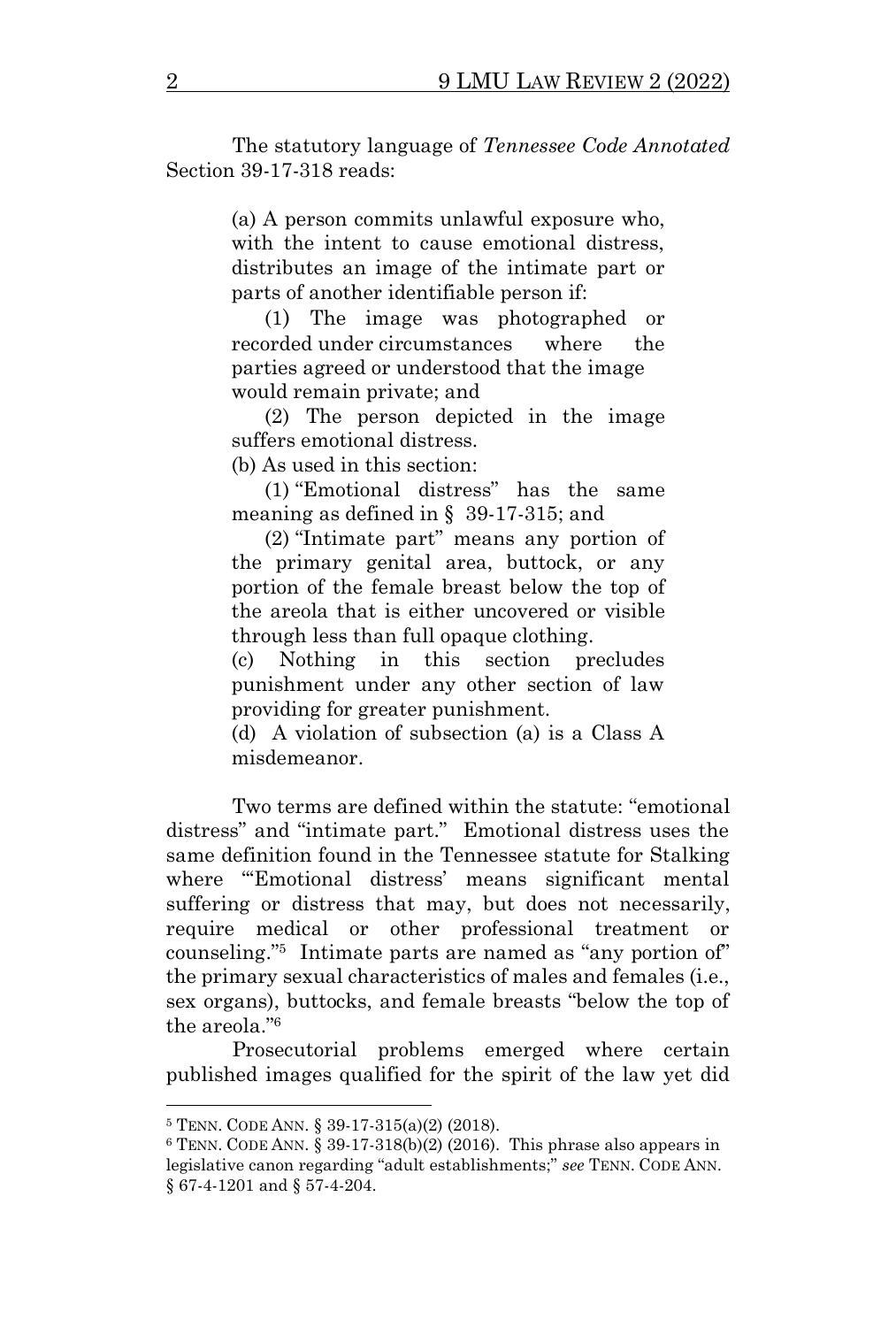The statutory language of *Tennessee Code Annotated* Section 39-17-318 reads:

> (a) A person commits unlawful exposure who, with the intent to cause emotional distress, distributes an image of the intimate part or parts of another identifiable person if:
>
> (1) The image was photographed or recorded under circumstances where the parties agreed or understood that the image would remain private; and
>
> (2) The person depicted in the image suffers emotional distress.
>
> (b) As used in this section:
>
> (1) "Emotional distress" has the same meaning as defined in § 39-17-315; and
>
> (2) "Intimate part" means any portion of the primary genital area, buttock, or any portion of the female breast below the top of the areola that is either uncovered or visible through less than full opaque clothing.
>
> (c) Nothing in this section precludes punishment under any other section of law providing for greater punishment.
>
> (d) A violation of subsection (a) is a Class A misdemeanor.

Two terms are defined within the statute: "emotional distress" and "intimate part." Emotional distress uses the same definition found in the Tennessee statute for Stalking where "'Emotional distress' means significant mental suffering or distress that may, but does not necessarily, require medical or other professional treatment or counseling."[5] Intimate parts are named as "any portion of" the primary sexual characteristics of males and females (i.e., sex organs), buttocks, and female breasts "below the top of the areola."[6]

Prosecutorial problems emerged where certain published images qualified for the spirit of the law yet did

---

[5] TENN. CODE ANN. § 39-17-315(a)(2) (2018).

[6] TENN. CODE ANN. § 39-17-318(b)(2) (2016). This phrase also appears in legislative canon regarding "adult establishments;" *see* TENN. CODE ANN. § 67-4-1201 and § 57-4-204.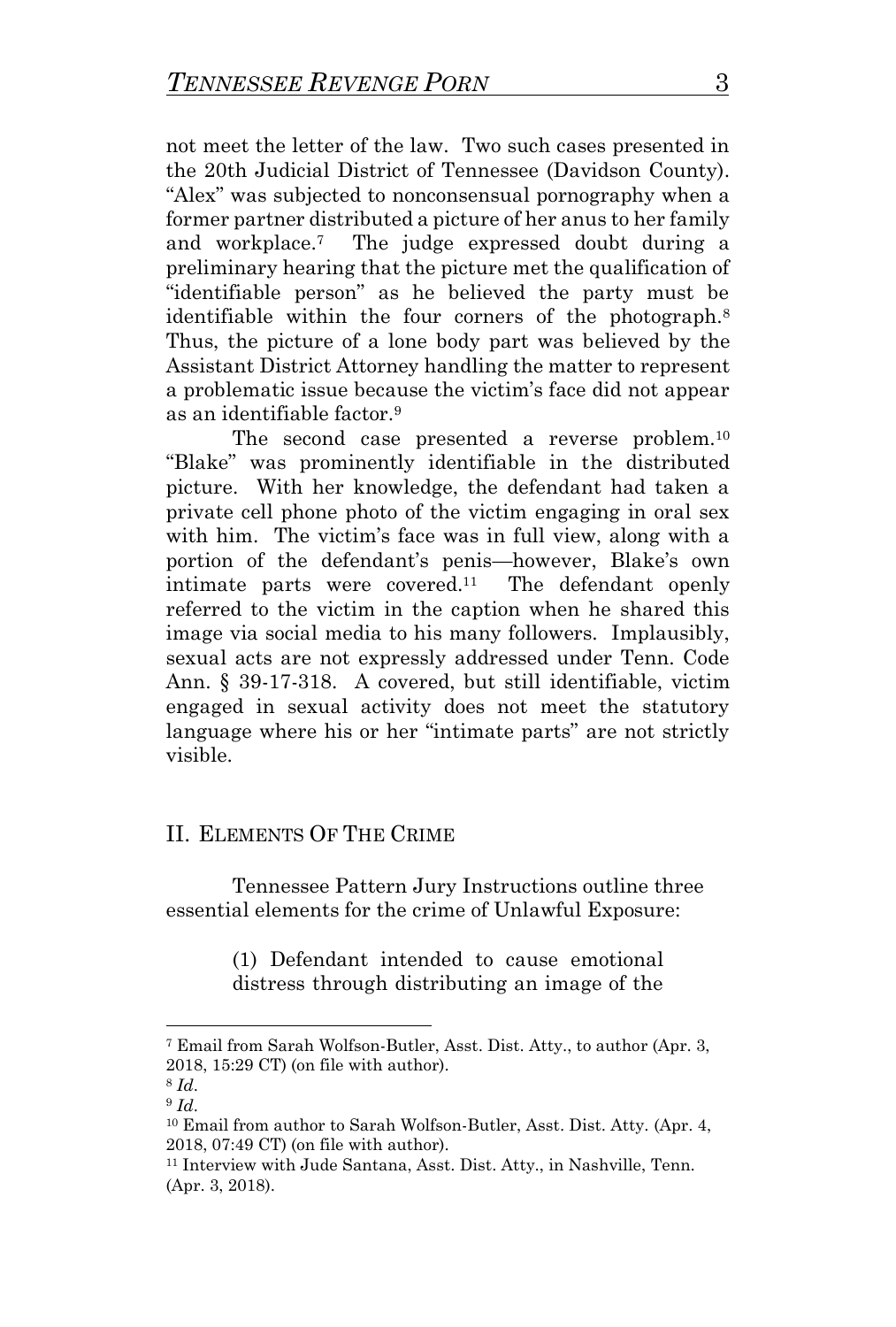not meet the letter of the law. Two such cases presented in the 20th Judicial District of Tennessee (Davidson County). "Alex" was subjected to nonconsensual pornography when a former partner distributed a picture of her anus to her family and workplace.[7] The judge expressed doubt during a preliminary hearing that the picture met the qualification of "identifiable person" as he believed the party must be identifiable within the four corners of the photograph.[8] Thus, the picture of a lone body part was believed by the Assistant District Attorney handling the matter to represent a problematic issue because the victim's face did not appear as an identifiable factor.[9]

The second case presented a reverse problem.[10] "Blake" was prominently identifiable in the distributed picture. With her knowledge, the defendant had taken a private cell phone photo of the victim engaging in oral sex with him. The victim's face was in full view, along with a portion of the defendant's penis—however, Blake's own intimate parts were covered.[11] The defendant openly referred to the victim in the caption when he shared this image via social media to his many followers. Implausibly, sexual acts are not expressly addressed under Tenn. Code Ann. § 39-17-318. A covered, but still identifiable, victim engaged in sexual activity does not meet the statutory language where his or her "intimate parts" are not strictly visible.

## II. ELEMENTS OF THE CRIME

Tennessee Pattern Jury Instructions outline three essential elements for the crime of Unlawful Exposure:

> (1) Defendant intended to cause emotional distress through distributing an image of the

---

[7] Email from Sarah Wolfson-Butler, Asst. Dist. Atty., to author (Apr. 3, 2018, 15:29 CT) (on file with author).

[8] *Id*.

[9] *Id*.

[10] Email from author to Sarah Wolfson-Butler, Asst. Dist. Atty. (Apr. 4, 2018, 07:49 CT) (on file with author).

[11] Interview with Jude Santana, Asst. Dist. Atty., in Nashville, Tenn. (Apr. 3, 2018).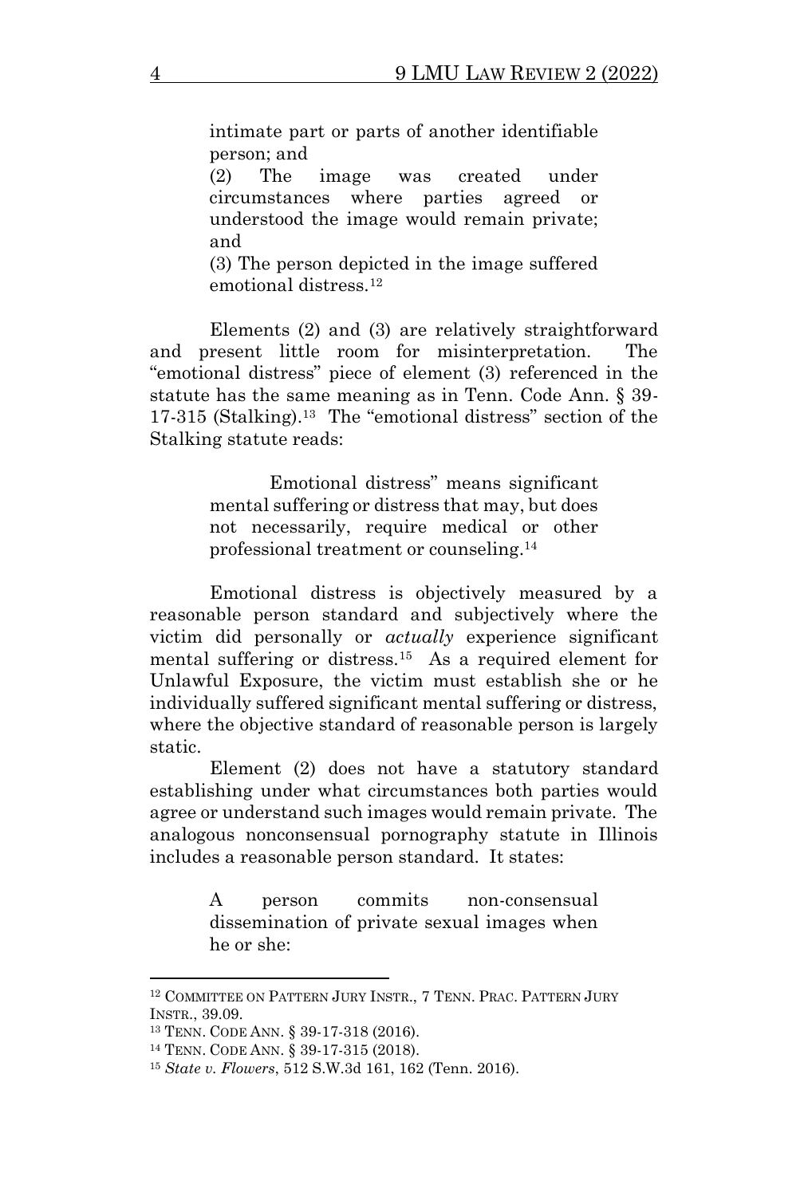> intimate part or parts of another identifiable person; and
>
> (2) The image was created under circumstances where parties agreed or understood the image would remain private; and
>
> (3) The person depicted in the image suffered emotional distress.[12]

Elements (2) and (3) are relatively straightforward and present little room for misinterpretation. The "emotional distress" piece of element (3) referenced in the statute has the same meaning as in Tenn. Code Ann. § 39-17-315 (Stalking).[13] The "emotional distress" section of the Stalking statute reads:

> Emotional distress" means significant mental suffering or distress that may, but does not necessarily, require medical or other professional treatment or counseling.[14]

Emotional distress is objectively measured by a reasonable person standard and subjectively where the victim did personally or *actually* experience significant mental suffering or distress.[15] As a required element for Unlawful Exposure, the victim must establish she or he individually suffered significant mental suffering or distress, where the objective standard of reasonable person is largely static.

Element (2) does not have a statutory standard establishing under what circumstances both parties would agree or understand such images would remain private. The analogous nonconsensual pornography statute in Illinois includes a reasonable person standard. It states:

> A person commits non-consensual dissemination of private sexual images when he or she:

---

[12] COMMITTEE ON PATTERN JURY INSTR., 7 TENN. PRAC. PATTERN JURY INSTR., 39.09.

[13] TENN. CODE ANN. § 39-17-318 (2016).

[14] TENN. CODE ANN. § 39-17-315 (2018).

[15] *State v. Flowers*, 512 S.W.3d 161, 162 (Tenn. 2016).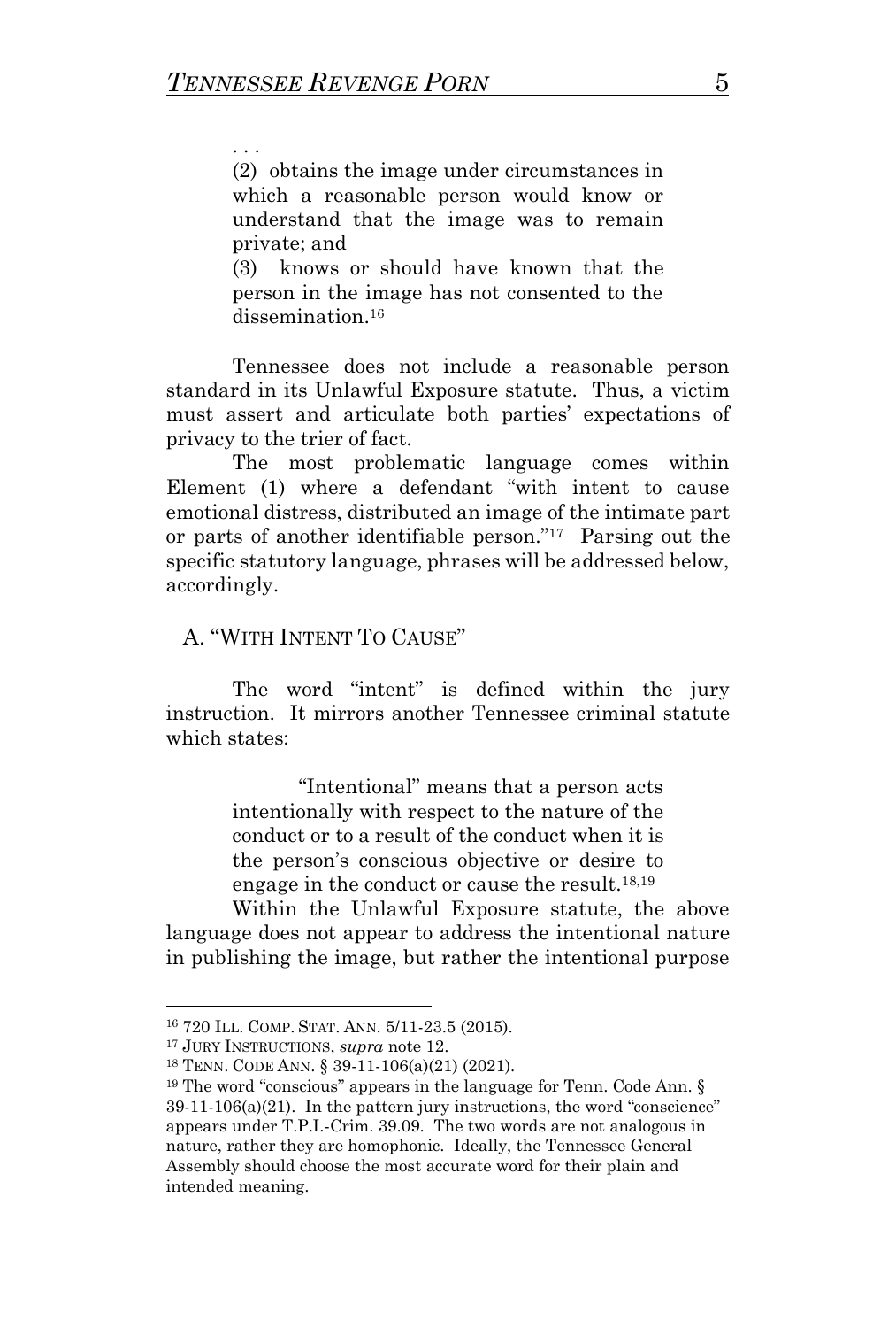> . . .
>
> (2) obtains the image under circumstances in which a reasonable person would know or understand that the image was to remain private; and
>
> (3) knows or should have known that the person in the image has not consented to the dissemination.[16]

Tennessee does not include a reasonable person standard in its Unlawful Exposure statute. Thus, a victim must assert and articulate both parties' expectations of privacy to the trier of fact.

The most problematic language comes within Element (1) where a defendant "with intent to cause emotional distress, distributed an image of the intimate part or parts of another identifiable person."[17] Parsing out the specific statutory language, phrases will be addressed below, accordingly.

## A. "WITH INTENT TO CAUSE"

The word "intent" is defined within the jury instruction. It mirrors another Tennessee criminal statute which states:

> "Intentional" means that a person acts intentionally with respect to the nature of the conduct or to a result of the conduct when it is the person's conscious objective or desire to engage in the conduct or cause the result.[18,19]

Within the Unlawful Exposure statute, the above language does not appear to address the intentional nature in publishing the image, but rather the intentional purpose

---

[16] 720 ILL. COMP. STAT. ANN. 5/11-23.5 (2015).

[17] JURY INSTRUCTIONS, *supra* note 12.

[18] TENN. CODE ANN. § 39-11-106(a)(21) (2021).

[19] The word "conscious" appears in the language for Tenn. Code Ann. § 39-11-106(a)(21). In the pattern jury instructions, the word "conscience" appears under T.P.I.-Crim. 39.09. The two words are not analogous in nature, rather they are homophonic. Ideally, the Tennessee General Assembly should choose the most accurate word for their plain and intended meaning.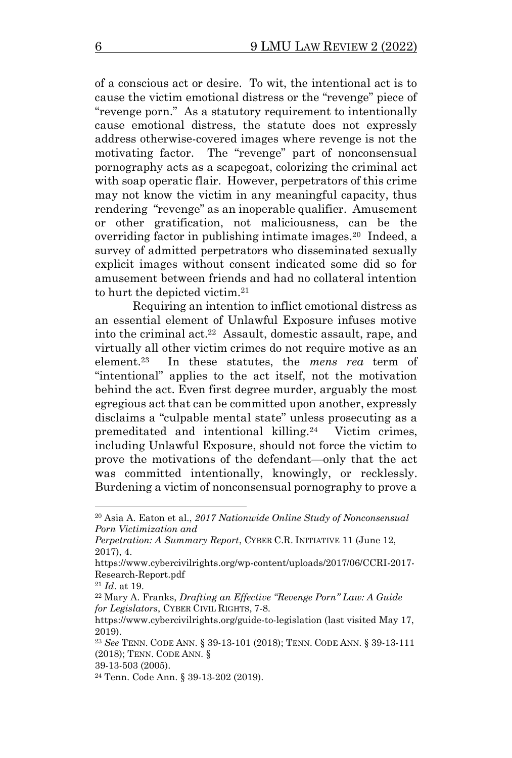of a conscious act or desire. To wit, the intentional act is to cause the victim emotional distress or the "revenge" piece of "revenge porn." As a statutory requirement to intentionally cause emotional distress, the statute does not expressly address otherwise-covered images where revenge is not the motivating factor. The "revenge" part of nonconsensual pornography acts as a scapegoat, colorizing the criminal act with soap operatic flair. However, perpetrators of this crime may not know the victim in any meaningful capacity, thus rendering "revenge" as an inoperable qualifier. Amusement or other gratification, not maliciousness, can be the overriding factor in publishing intimate images.[20] Indeed, a survey of admitted perpetrators who disseminated sexually explicit images without consent indicated some did so for amusement between friends and had no collateral intention to hurt the depicted victim.[21]

Requiring an intention to inflict emotional distress as an essential element of Unlawful Exposure infuses motive into the criminal act.[22] Assault, domestic assault, rape, and virtually all other victim crimes do not require motive as an element.[23] In these statutes, the *mens rea* term of "intentional" applies to the act itself, not the motivation behind the act. Even first degree murder, arguably the most egregious act that can be committed upon another, expressly disclaims a "culpable mental state" unless prosecuting as a premeditated and intentional killing.[24] Victim crimes, including Unlawful Exposure, should not force the victim to prove the motivations of the defendant—only that the act was committed intentionally, knowingly, or recklessly. Burdening a victim of nonconsensual pornography to prove a

---

[20] Asia A. Eaton et al., *2017 Nationwide Online Study of Nonconsensual Porn Victimization and Perpetration: A Summary Report*, CYBER C.R. INITIATIVE 11 (June 12, 2017), 4. https://www.cybercivilrights.org/wp-content/uploads/2017/06/CCRI-2017-Research-Report.pdf

[21] *Id*. at 19.

[22] Mary A. Franks, *Drafting an Effective "Revenge Porn" Law: A Guide for Legislators*, CYBER CIVIL RIGHTS, 7-8. https://www.cybercivilrights.org/guide-to-legislation (last visited May 17, 2019).

[23] *See* TENN. CODE ANN. § 39-13-101 (2018); TENN. CODE ANN. § 39-13-111 (2018); TENN. CODE ANN. § 39-13-503 (2005).

[24] Tenn. Code Ann. § 39-13-202 (2019).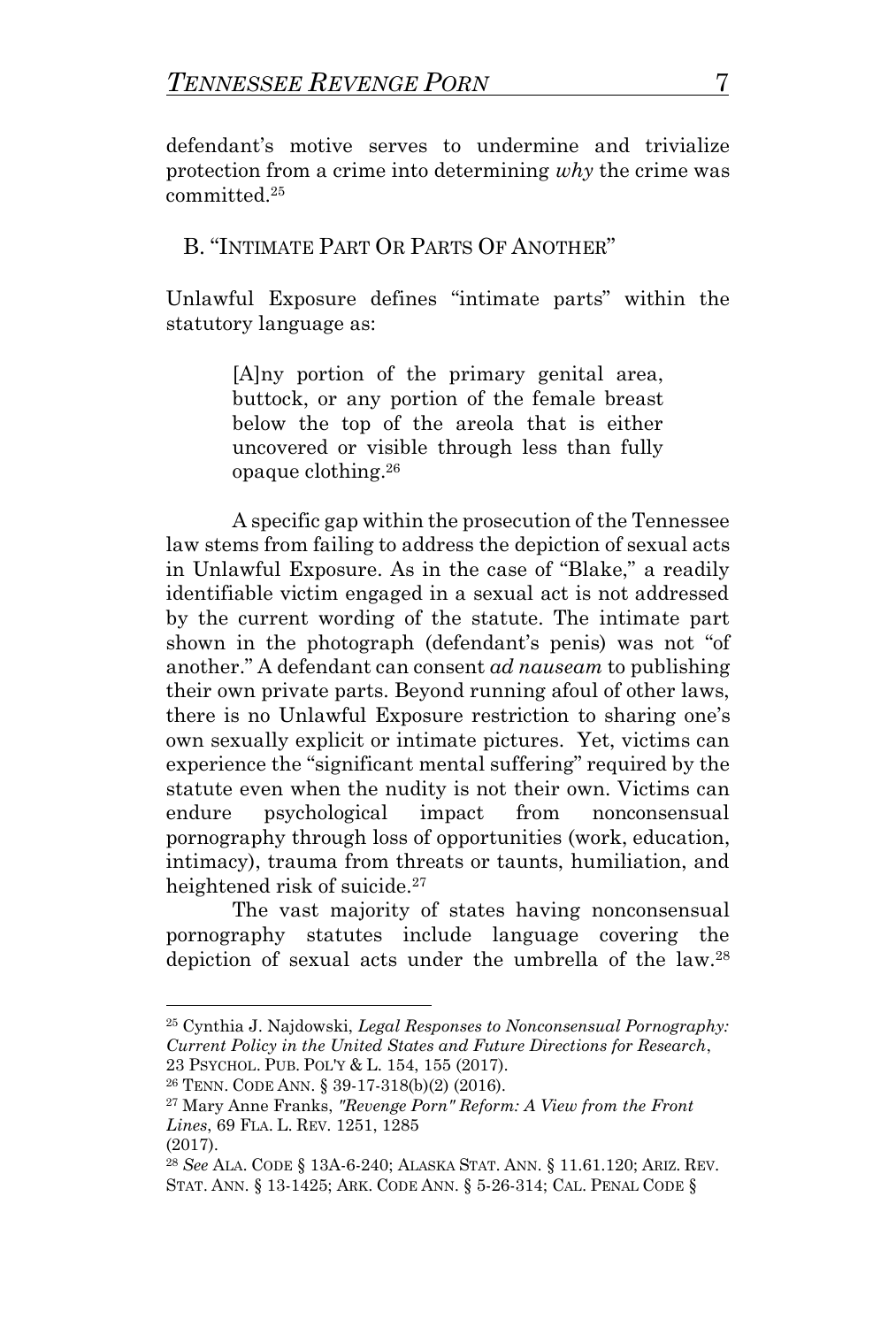defendant's motive serves to undermine and trivialize protection from a crime into determining *why* the crime was committed.[25]

## B. "Intimate Part Or Parts Of Another"

Unlawful Exposure defines "intimate parts" within the statutory language as:

> [A]ny portion of the primary genital area, buttock, or any portion of the female breast below the top of the areola that is either uncovered or visible through less than fully opaque clothing.[26]

A specific gap within the prosecution of the Tennessee law stems from failing to address the depiction of sexual acts in Unlawful Exposure. As in the case of "Blake," a readily identifiable victim engaged in a sexual act is not addressed by the current wording of the statute. The intimate part shown in the photograph (defendant's penis) was not "of another." A defendant can consent *ad nauseam* to publishing their own private parts. Beyond running afoul of other laws, there is no Unlawful Exposure restriction to sharing one's own sexually explicit or intimate pictures. Yet, victims can experience the "significant mental suffering" required by the statute even when the nudity is not their own. Victims can endure psychological impact from nonconsensual pornography through loss of opportunities (work, education, intimacy), trauma from threats or taunts, humiliation, and heightened risk of suicide.[27]

The vast majority of states having nonconsensual pornography statutes include language covering the depiction of sexual acts under the umbrella of the law.[28]

---

[25] Cynthia J. Najdowski, *Legal Responses to Nonconsensual Pornography: Current Policy in the United States and Future Directions for Research*, 23 Psychol. Pub. Pol'y & L. 154, 155 (2017).

[26] Tenn. Code Ann. § 39-17-318(b)(2) (2016).

[27] Mary Anne Franks, *"Revenge Porn" Reform: A View from the Front Lines*, 69 Fla. L. Rev. 1251, 1285 (2017).

[28] *See* Ala. Code § 13A-6-240; Alaska Stat. Ann. § 11.61.120; Ariz. Rev. Stat. Ann. § 13-1425; Ark. Code Ann. § 5-26-314; Cal. Penal Code §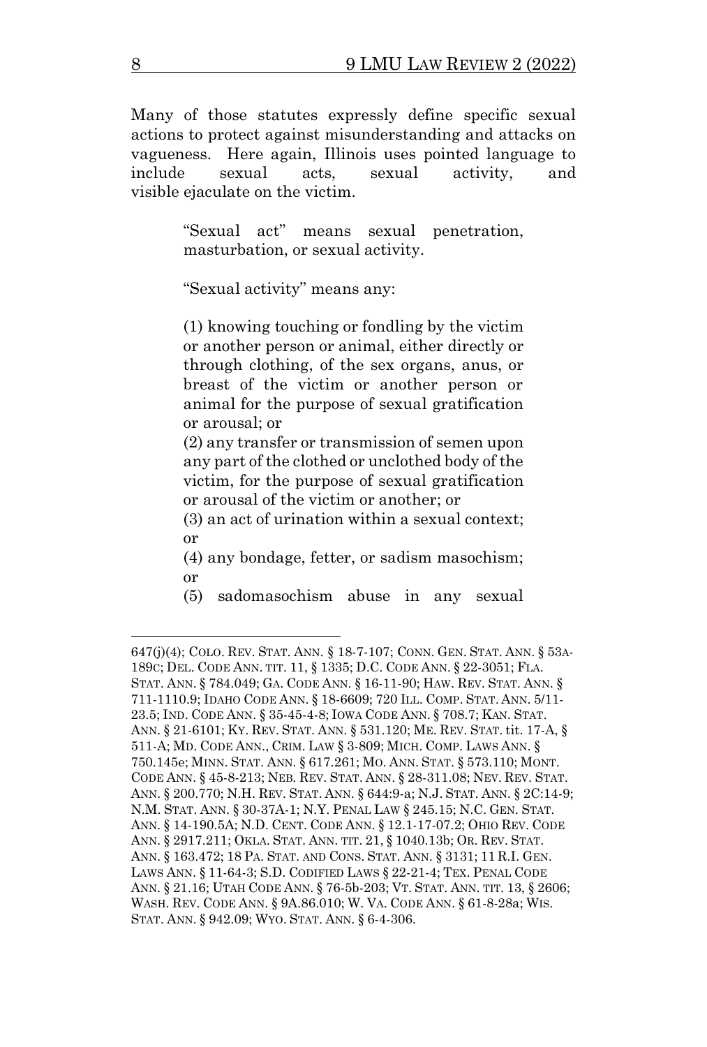Many of those statutes expressly define specific sexual actions to protect against misunderstanding and attacks on vagueness. Here again, Illinois uses pointed language to include sexual acts, sexual activity, and visible ejaculate on the victim.

> "Sexual act" means sexual penetration, masturbation, or sexual activity.
>
> "Sexual activity" means any:
>
> (1) knowing touching or fondling by the victim or another person or animal, either directly or through clothing, of the sex organs, anus, or breast of the victim or another person or animal for the purpose of sexual gratification or arousal; or
> (2) any transfer or transmission of semen upon any part of the clothed or unclothed body of the victim, for the purpose of sexual gratification or arousal of the victim or another; or
> (3) an act of urination within a sexual context; or
> (4) any bondage, fetter, or sadism masochism; or
> (5) sadomasochism abuse in any sexual

---

647(j)(4); COLO. REV. STAT. ANN. § 18-7-107; CONN. GEN. STAT. ANN. § 53A-189C; DEL. CODE ANN. TIT. 11, § 1335; D.C. CODE ANN. § 22-3051; FLA. STAT. ANN. § 784.049; GA. CODE ANN. § 16-11-90; HAW. REV. STAT. ANN. § 711-1110.9; IDAHO CODE ANN. § 18-6609; 720 ILL. COMP. STAT. ANN. 5/11-23.5; IND. CODE ANN. § 35-45-4-8; IOWA CODE ANN. § 708.7; KAN. STAT. ANN. § 21-6101; KY. REV. STAT. ANN. § 531.120; ME. REV. STAT. tit. 17-A, § 511-A; MD. CODE ANN., CRIM. LAW § 3-809; MICH. COMP. LAWS ANN. § 750.145e; MINN. STAT. ANN. § 617.261; MO. ANN. STAT. § 573.110; MONT. CODE ANN. § 45-8-213; NEB. REV. STAT. ANN. § 28-311.08; NEV. REV. STAT. ANN. § 200.770; N.H. REV. STAT. ANN. § 644:9-a; N.J. STAT. ANN. § 2C:14-9; N.M. STAT. ANN. § 30-37A-1; N.Y. PENAL LAW § 245.15; N.C. GEN. STAT. ANN. § 14-190.5A; N.D. CENT. CODE ANN. § 12.1-17-07.2; OHIO REV. CODE ANN. § 2917.211; OKLA. STAT. ANN. TIT. 21, § 1040.13b; OR. REV. STAT. ANN. § 163.472; 18 PA. STAT. AND CONS. STAT. ANN. § 3131; 11 R.I. GEN. LAWS ANN. § 11-64-3; S.D. CODIFIED LAWS § 22-21-4; TEX. PENAL CODE ANN. § 21.16; UTAH CODE ANN. § 76-5b-203; VT. STAT. ANN. TIT. 13, § 2606; WASH. REV. CODE ANN. § 9A.86.010; W. VA. CODE ANN. § 61-8-28a; WIS. STAT. ANN. § 942.09; WYO. STAT. ANN. § 6-4-306.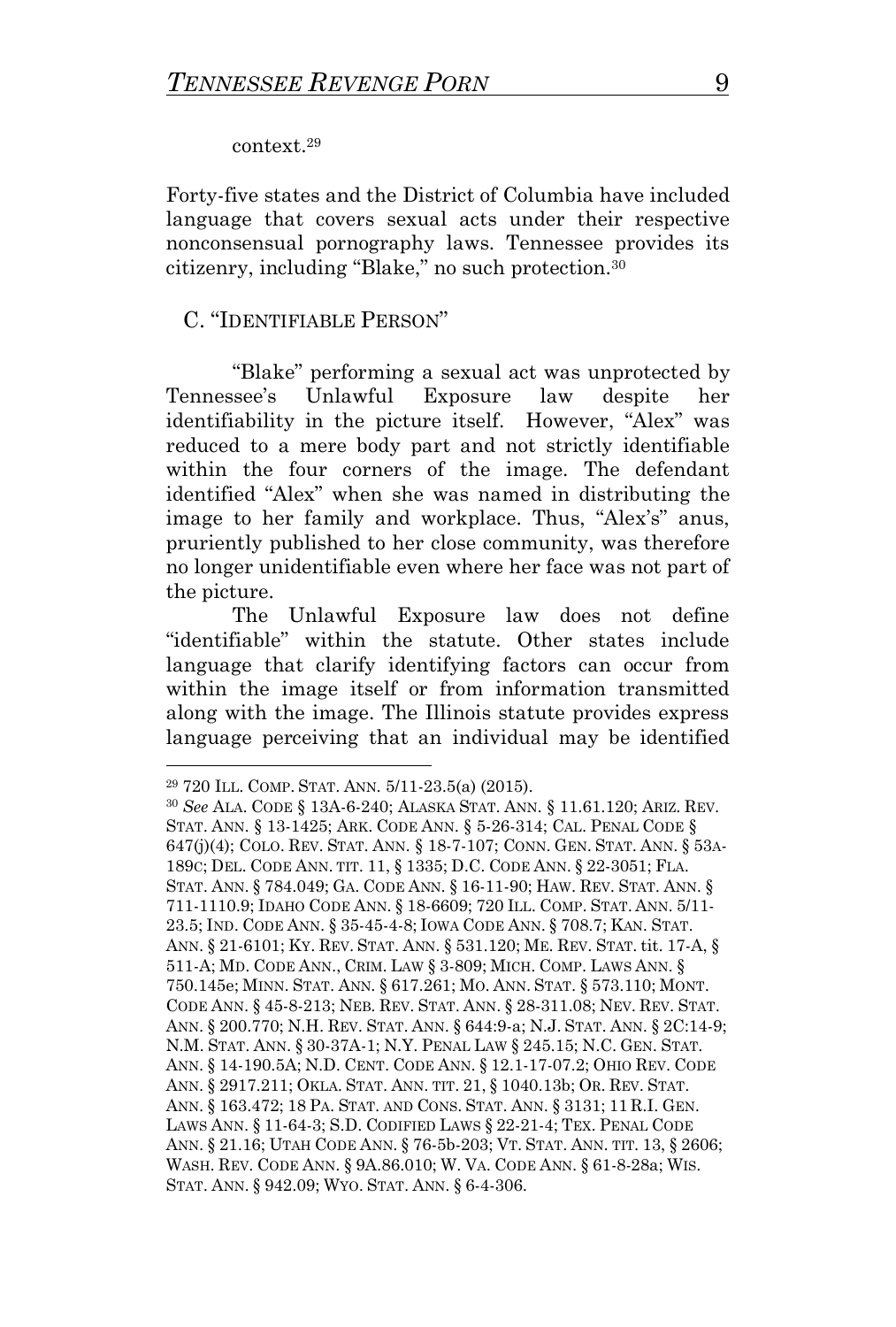context.[29]

Forty-five states and the District of Columbia have included language that covers sexual acts under their respective nonconsensual pornography laws. Tennessee provides its citizenry, including "Blake," no such protection.[30]

## C. "IDENTIFIABLE PERSON"

"Blake" performing a sexual act was unprotected by Tennessee's Unlawful Exposure law despite her identifiability in the picture itself. However, "Alex" was reduced to a mere body part and not strictly identifiable within the four corners of the image. The defendant identified "Alex" when she was named in distributing the image to her family and workplace. Thus, "Alex's" anus, pruriently published to her close community, was therefore no longer unidentifiable even where her face was not part of the picture.

The Unlawful Exposure law does not define "identifiable" within the statute. Other states include language that clarify identifying factors can occur from within the image itself or from information transmitted along with the image. The Illinois statute provides express language perceiving that an individual may be identified

---

[29] 720 ILL. COMP. STAT. ANN. 5/11-23.5(a) (2015).

[30] *See* ALA. CODE § 13A-6-240; ALASKA STAT. ANN. § 11.61.120; ARIZ. REV. STAT. ANN. § 13-1425; ARK. CODE ANN. § 5-26-314; CAL. PENAL CODE § 647(j)(4); COLO. REV. STAT. ANN. § 18-7-107; CONN. GEN. STAT. ANN. § 53A-189C; DEL. CODE ANN. TIT. 11, § 1335; D.C. CODE ANN. § 22-3051; FLA. STAT. ANN. § 784.049; GA. CODE ANN. § 16-11-90; HAW. REV. STAT. ANN. § 711-1110.9; IDAHO CODE ANN. § 18-6609; 720 ILL. COMP. STAT. ANN. 5/11-23.5; IND. CODE ANN. § 35-45-4-8; IOWA CODE ANN. § 708.7; KAN. STAT. ANN. § 21-6101; KY. REV. STAT. ANN. § 531.120; ME. REV. STAT. tit. 17-A, § 511-A; MD. CODE ANN., CRIM. LAW § 3-809; MICH. COMP. LAWS ANN. § 750.145e; MINN. STAT. ANN. § 617.261; MO. ANN. STAT. § 573.110; MONT. CODE ANN. § 45-8-213; NEB. REV. STAT. ANN. § 28-311.08; NEV. REV. STAT. ANN. § 200.770; N.H. REV. STAT. ANN. § 644:9-a; N.J. STAT. ANN. § 2C:14-9; N.M. STAT. ANN. § 30-37A-1; N.Y. PENAL LAW § 245.15; N.C. GEN. STAT. ANN. § 14-190.5A; N.D. CENT. CODE ANN. § 12.1-17-07.2; OHIO REV. CODE ANN. § 2917.211; OKLA. STAT. ANN. TIT. 21, § 1040.13b; OR. REV. STAT. ANN. § 163.472; 18 PA. STAT. AND CONS. STAT. ANN. § 3131; 11 R.I. GEN. LAWS ANN. § 11-64-3; S.D. CODIFIED LAWS § 22-21-4; TEX. PENAL CODE ANN. § 21.16; UTAH CODE ANN. § 76-5b-203; VT. STAT. ANN. TIT. 13, § 2606; WASH. REV. CODE ANN. § 9A.86.010; W. VA. CODE ANN. § 61-8-28a; WIS. STAT. ANN. § 942.09; WYO. STAT. ANN. § 6-4-306.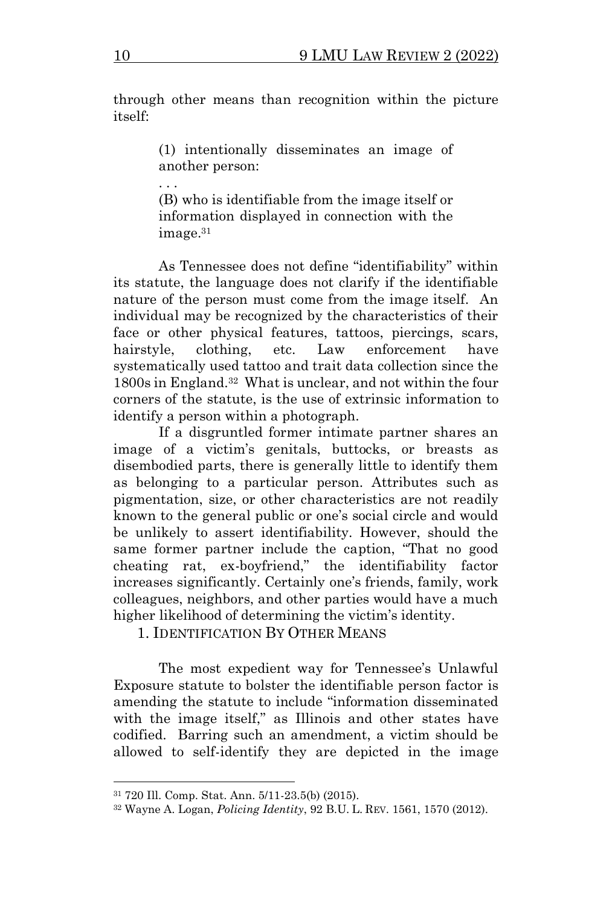through other means than recognition within the picture itself:

> (1) intentionally disseminates an image of another person:
>
> . . .
>
> (B) who is identifiable from the image itself or information displayed in connection with the image.[31]

As Tennessee does not define "identifiability" within its statute, the language does not clarify if the identifiable nature of the person must come from the image itself. An individual may be recognized by the characteristics of their face or other physical features, tattoos, piercings, scars, hairstyle, clothing, etc. Law enforcement have systematically used tattoo and trait data collection since the 1800s in England.[32] What is unclear, and not within the four corners of the statute, is the use of extrinsic information to identify a person within a photograph.

If a disgruntled former intimate partner shares an image of a victim's genitals, buttocks, or breasts as disembodied parts, there is generally little to identify them as belonging to a particular person. Attributes such as pigmentation, size, or other characteristics are not readily known to the general public or one's social circle and would be unlikely to assert identifiability. However, should the same former partner include the caption, "That no good cheating rat, ex-boyfriend," the identifiability factor increases significantly. Certainly one's friends, family, work colleagues, neighbors, and other parties would have a much higher likelihood of determining the victim's identity.

### 1. Identification By Other Means

The most expedient way for Tennessee's Unlawful Exposure statute to bolster the identifiable person factor is amending the statute to include "information disseminated with the image itself," as Illinois and other states have codified. Barring such an amendment, a victim should be allowed to self-identify they are depicted in the image

---

[31] 720 Ill. Comp. Stat. Ann. 5/11-23.5(b) (2015).

[32] Wayne A. Logan, *Policing Identity*, 92 B.U. L. Rev. 1561, 1570 (2012).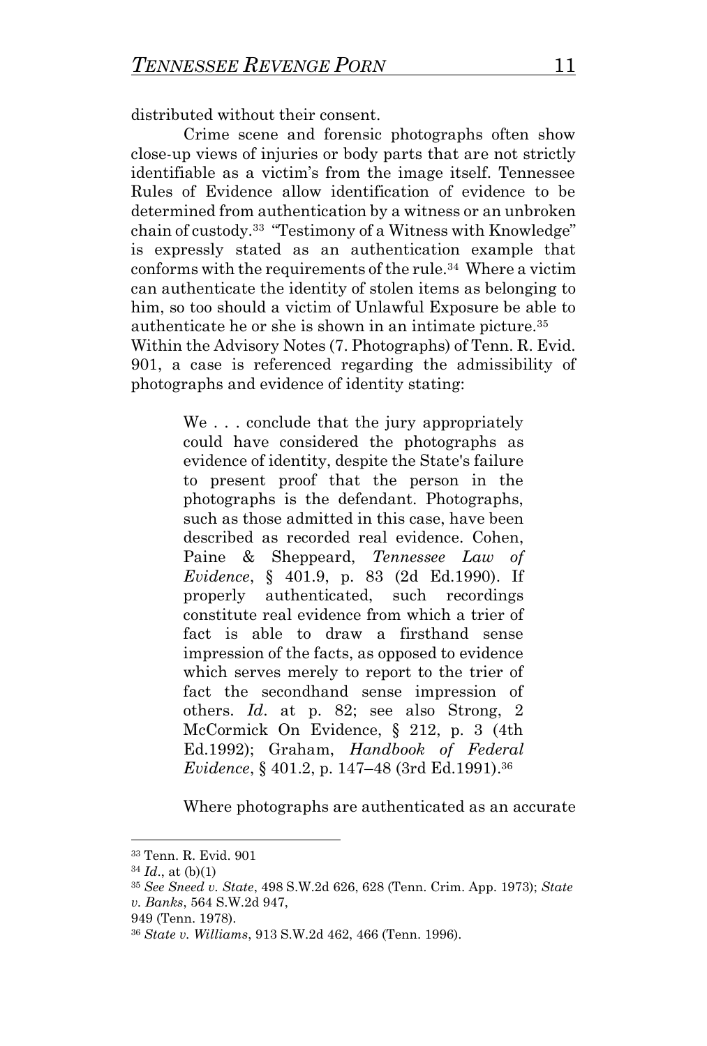distributed without their consent.

Crime scene and forensic photographs often show close-up views of injuries or body parts that are not strictly identifiable as a victim's from the image itself. Tennessee Rules of Evidence allow identification of evidence to be determined from authentication by a witness or an unbroken chain of custody.[33] "Testimony of a Witness with Knowledge" is expressly stated as an authentication example that conforms with the requirements of the rule.[34] Where a victim can authenticate the identity of stolen items as belonging to him, so too should a victim of Unlawful Exposure be able to authenticate he or she is shown in an intimate picture.[35] Within the Advisory Notes (7. Photographs) of Tenn. R. Evid. 901, a case is referenced regarding the admissibility of photographs and evidence of identity stating:

> We . . . conclude that the jury appropriately could have considered the photographs as evidence of identity, despite the State's failure to present proof that the person in the photographs is the defendant. Photographs, such as those admitted in this case, have been described as recorded real evidence. Cohen, Paine & Sheppeard, *Tennessee Law of Evidence*, § 401.9, p. 83 (2d Ed.1990). If properly authenticated, such recordings constitute real evidence from which a trier of fact is able to draw a firsthand sense impression of the facts, as opposed to evidence which serves merely to report to the trier of fact the secondhand sense impression of others. *Id*. at p. 82; see also Strong, 2 McCormick On Evidence, § 212, p. 3 (4th Ed.1992); Graham, *Handbook of Federal Evidence*, § 401.2, p. 147–48 (3rd Ed.1991).[36]

Where photographs are authenticated as an accurate

---

[33] Tenn. R. Evid. 901

[34] *Id*., at (b)(1)

[35] *See Sneed v. State*, 498 S.W.2d 626, 628 (Tenn. Crim. App. 1973); *State v. Banks*, 564 S.W.2d 947, 949 (Tenn. 1978).

[36] *State v. Williams*, 913 S.W.2d 462, 466 (Tenn. 1996).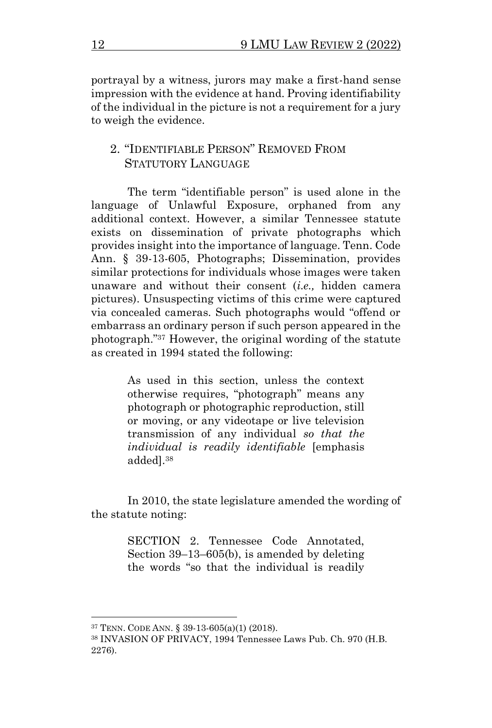portrayal by a witness, jurors may make a first-hand sense impression with the evidence at hand. Proving identifiability of the individual in the picture is not a requirement for a jury to weigh the evidence.

### 2. "Identifiable Person" Removed From Statutory Language

The term "identifiable person" is used alone in the language of Unlawful Exposure, orphaned from any additional context. However, a similar Tennessee statute exists on dissemination of private photographs which provides insight into the importance of language. Tenn. Code Ann. § 39-13-605, Photographs; Dissemination, provides similar protections for individuals whose images were taken unaware and without their consent (*i.e.,* hidden camera pictures). Unsuspecting victims of this crime were captured via concealed cameras. Such photographs would "offend or embarrass an ordinary person if such person appeared in the photograph."[37] However, the original wording of the statute as created in 1994 stated the following:

> As used in this section, unless the context otherwise requires, "photograph" means any photograph or photographic reproduction, still or moving, or any videotape or live television transmission of any individual *so that the individual is readily identifiable* [emphasis added].[38]

In 2010, the state legislature amended the wording of the statute noting:

> SECTION 2. Tennessee Code Annotated, Section 39–13–605(b), is amended by deleting the words "so that the individual is readily

---

[37] Tenn. Code Ann. § 39-13-605(a)(1) (2018).

[38] INVASION OF PRIVACY, 1994 Tennessee Laws Pub. Ch. 970 (H.B. 2276).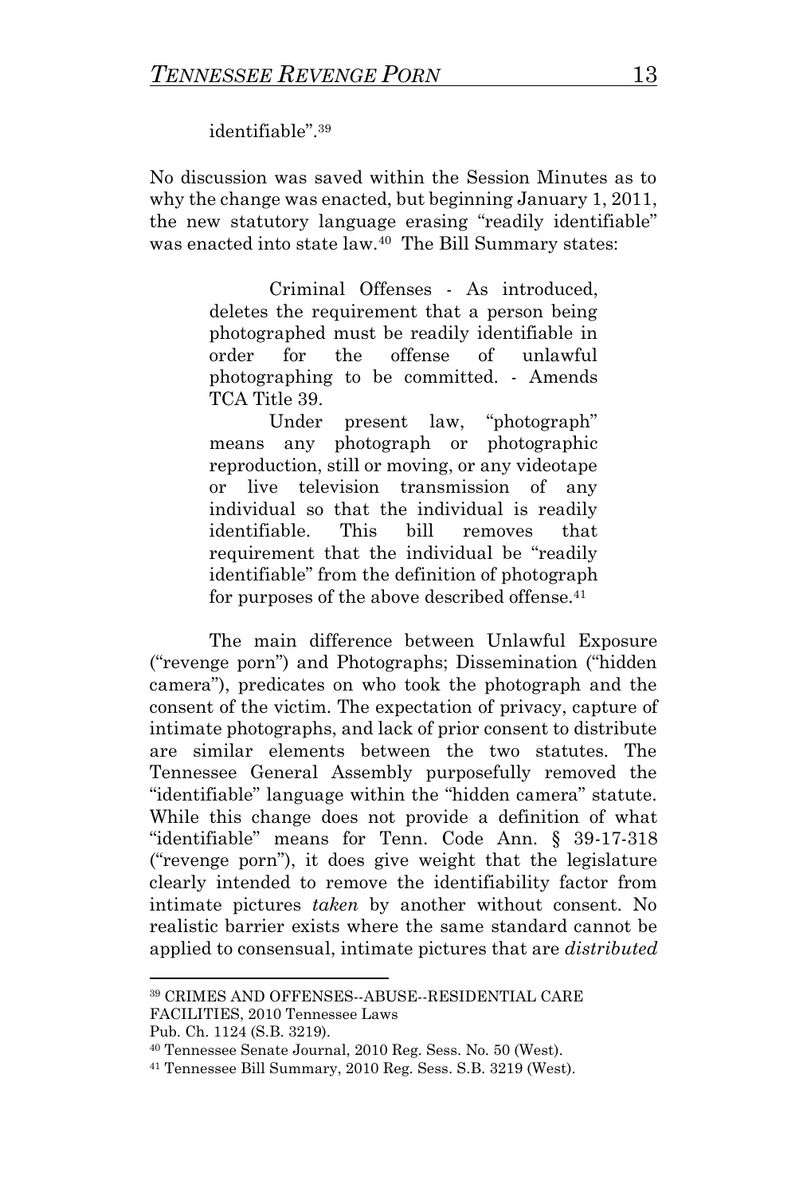identifiable".[39]

No discussion was saved within the Session Minutes as to why the change was enacted, but beginning January 1, 2011, the new statutory language erasing "readily identifiable" was enacted into state law.[40] The Bill Summary states:

> Criminal Offenses - As introduced, deletes the requirement that a person being photographed must be readily identifiable in order for the offense of unlawful photographing to be committed. - Amends TCA Title 39.
>
> Under present law, "photograph" means any photograph or photographic reproduction, still or moving, or any videotape or live television transmission of any individual so that the individual is readily identifiable. This bill removes that requirement that the individual be "readily identifiable" from the definition of photograph for purposes of the above described offense.[41]

The main difference between Unlawful Exposure ("revenge porn") and Photographs; Dissemination ("hidden camera"), predicates on who took the photograph and the consent of the victim. The expectation of privacy, capture of intimate photographs, and lack of prior consent to distribute are similar elements between the two statutes. The Tennessee General Assembly purposefully removed the "identifiable" language within the "hidden camera" statute. While this change does not provide a definition of what "identifiable" means for Tenn. Code Ann. § 39-17-318 ("revenge porn"), it does give weight that the legislature clearly intended to remove the identifiability factor from intimate pictures *taken* by another without consent. No realistic barrier exists where the same standard cannot be applied to consensual, intimate pictures that are *distributed*

---

[39] CRIMES AND OFFENSES--ABUSE--RESIDENTIAL CARE FACILITIES, 2010 Tennessee Laws Pub. Ch. 1124 (S.B. 3219).

[40] Tennessee Senate Journal, 2010 Reg. Sess. No. 50 (West).

[41] Tennessee Bill Summary, 2010 Reg. Sess. S.B. 3219 (West).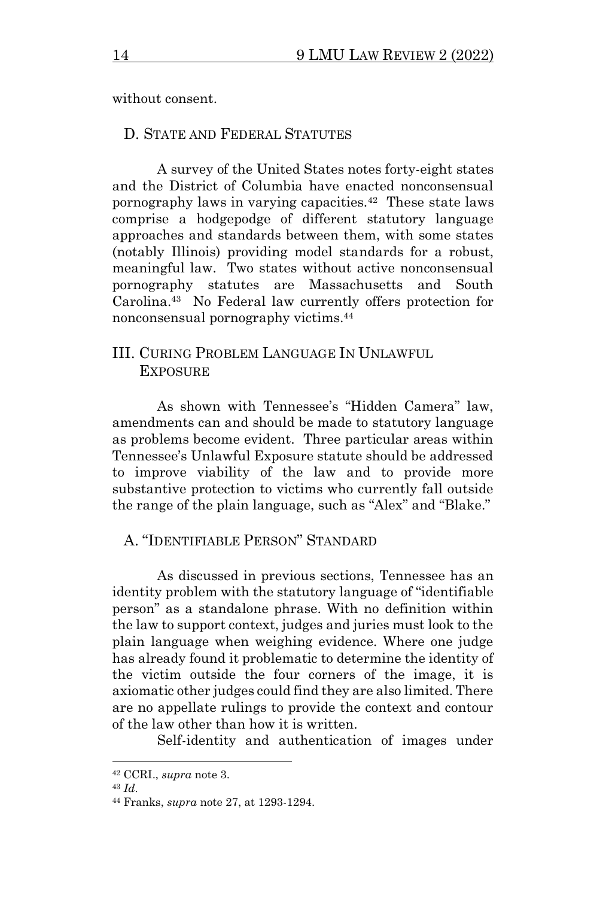without consent.

## D. State and Federal Statutes

A survey of the United States notes forty-eight states and the District of Columbia have enacted nonconsensual pornography laws in varying capacities.[42] These state laws comprise a hodgepodge of different statutory language approaches and standards between them, with some states (notably Illinois) providing model standards for a robust, meaningful law. Two states without active nonconsensual pornography statutes are Massachusetts and South Carolina.[43] No Federal law currently offers protection for nonconsensual pornography victims.[44]

# III. Curing Problem Language In Unlawful Exposure

As shown with Tennessee's "Hidden Camera" law, amendments can and should be made to statutory language as problems become evident. Three particular areas within Tennessee's Unlawful Exposure statute should be addressed to improve viability of the law and to provide more substantive protection to victims who currently fall outside the range of the plain language, such as "Alex" and "Blake."

## A. "Identifiable Person" Standard

As discussed in previous sections, Tennessee has an identity problem with the statutory language of "identifiable person" as a standalone phrase. With no definition within the law to support context, judges and juries must look to the plain language when weighing evidence. Where one judge has already found it problematic to determine the identity of the victim outside the four corners of the image, it is axiomatic other judges could find they are also limited. There are no appellate rulings to provide the context and contour of the law other than how it is written.

Self-identity and authentication of images under

---

[42] CCRI., *supra* note 3.

[43] *Id*.

[44] Franks, *supra* note 27, at 1293-1294.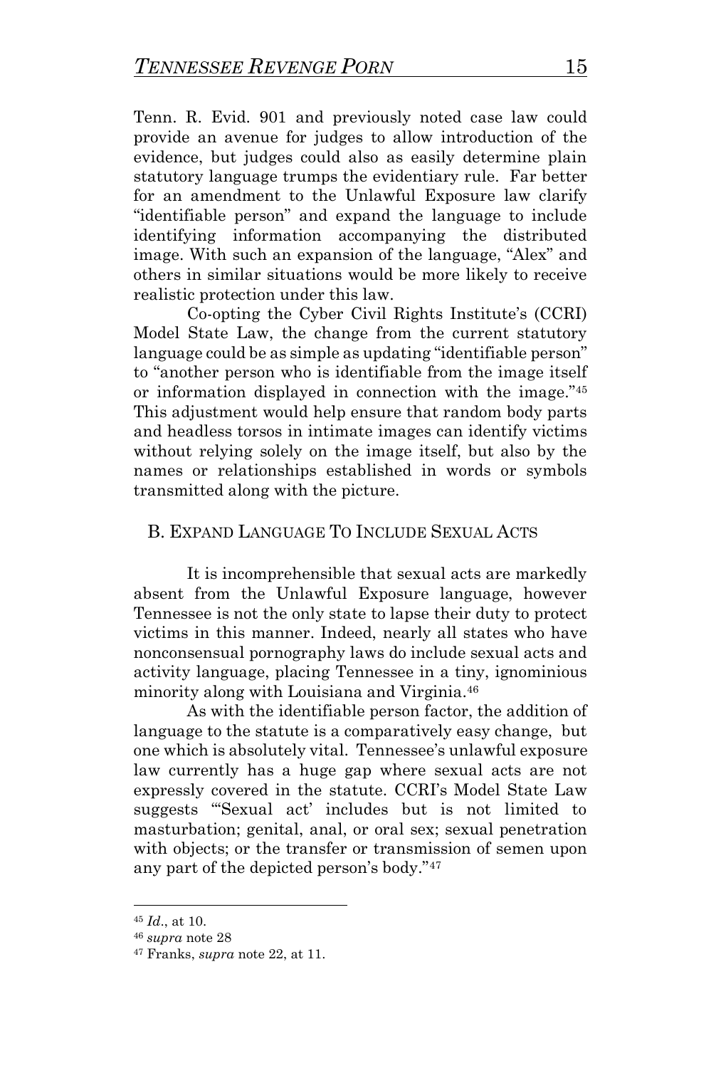Tenn. R. Evid. 901 and previously noted case law could provide an avenue for judges to allow introduction of the evidence, but judges could also as easily determine plain statutory language trumps the evidentiary rule. Far better for an amendment to the Unlawful Exposure law clarify "identifiable person" and expand the language to include identifying information accompanying the distributed image. With such an expansion of the language, "Alex" and others in similar situations would be more likely to receive realistic protection under this law.

Co-opting the Cyber Civil Rights Institute's (CCRI) Model State Law, the change from the current statutory language could be as simple as updating "identifiable person" to "another person who is identifiable from the image itself or information displayed in connection with the image."[45] This adjustment would help ensure that random body parts and headless torsos in intimate images can identify victims without relying solely on the image itself, but also by the names or relationships established in words or symbols transmitted along with the picture.

## B. Expand Language To Include Sexual Acts

It is incomprehensible that sexual acts are markedly absent from the Unlawful Exposure language, however Tennessee is not the only state to lapse their duty to protect victims in this manner. Indeed, nearly all states who have nonconsensual pornography laws do include sexual acts and activity language, placing Tennessee in a tiny, ignominious minority along with Louisiana and Virginia.[46]

As with the identifiable person factor, the addition of language to the statute is a comparatively easy change, but one which is absolutely vital. Tennessee's unlawful exposure law currently has a huge gap where sexual acts are not expressly covered in the statute. CCRI's Model State Law suggests "'Sexual act' includes but is not limited to masturbation; genital, anal, or oral sex; sexual penetration with objects; or the transfer or transmission of semen upon any part of the depicted person's body."[47]

---

[45] *Id*., at 10.

[46] *supra* note 28

[47] Franks, *supra* note 22, at 11.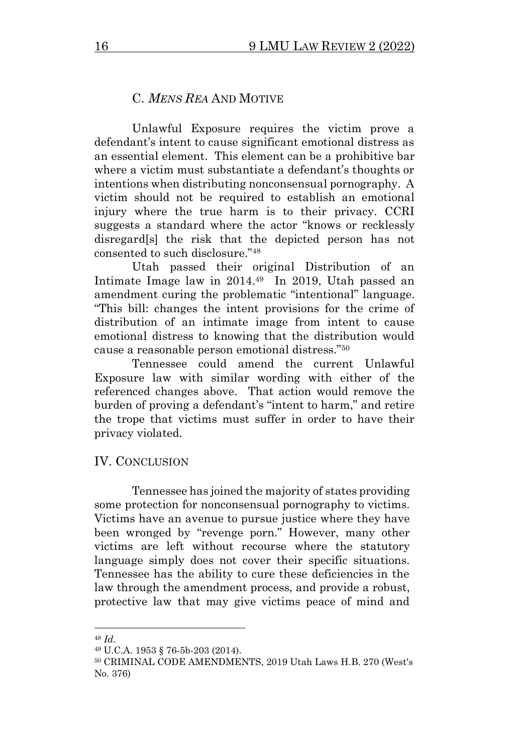### C. *MENS REA* AND MOTIVE

Unlawful Exposure requires the victim prove a defendant's intent to cause significant emotional distress as an essential element. This element can be a prohibitive bar where a victim must substantiate a defendant's thoughts or intentions when distributing nonconsensual pornography. A victim should not be required to establish an emotional injury where the true harm is to their privacy. CCRI suggests a standard where the actor "knows or recklessly disregard[s] the risk that the depicted person has not consented to such disclosure."[48]

Utah passed their original Distribution of an Intimate Image law in 2014.[49] In 2019, Utah passed an amendment curing the problematic "intentional" language. "This bill: changes the intent provisions for the crime of distribution of an intimate image from intent to cause emotional distress to knowing that the distribution would cause a reasonable person emotional distress."[50]

Tennessee could amend the current Unlawful Exposure law with similar wording with either of the referenced changes above. That action would remove the burden of proving a defendant's "intent to harm," and retire the trope that victims must suffer in order to have their privacy violated.

## IV. CONCLUSION

Tennessee has joined the majority of states providing some protection for nonconsensual pornography to victims. Victims have an avenue to pursue justice where they have been wronged by "revenge porn." However, many other victims are left without recourse where the statutory language simply does not cover their specific situations. Tennessee has the ability to cure these deficiencies in the law through the amendment process, and provide a robust, protective law that may give victims peace of mind and

---

[48] *Id*.

[49] U.C.A. 1953 § 76-5b-203 (2014).

[50] CRIMINAL CODE AMENDMENTS, 2019 Utah Laws H.B. 270 (West's No. 376)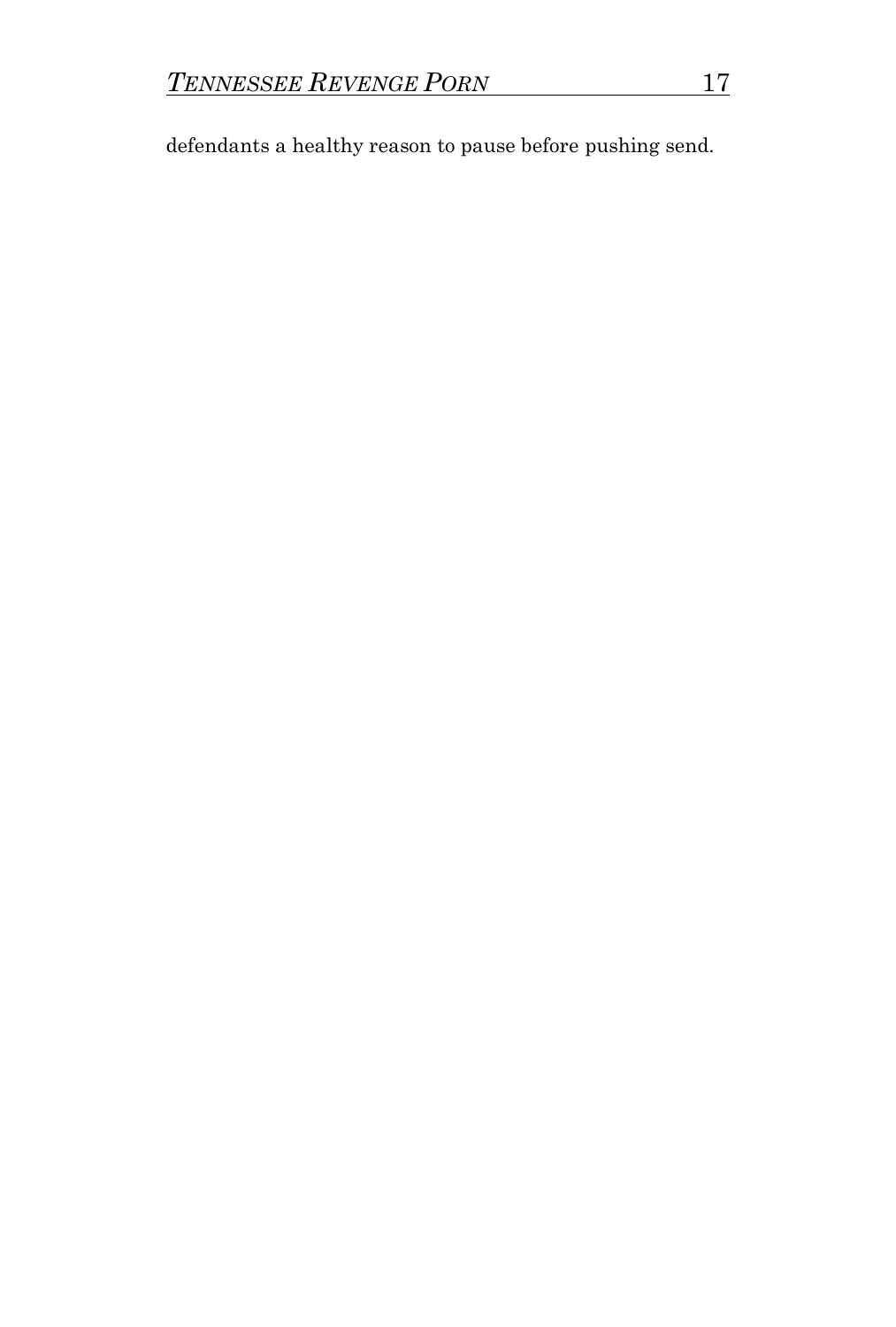defendants a healthy reason to pause before pushing send.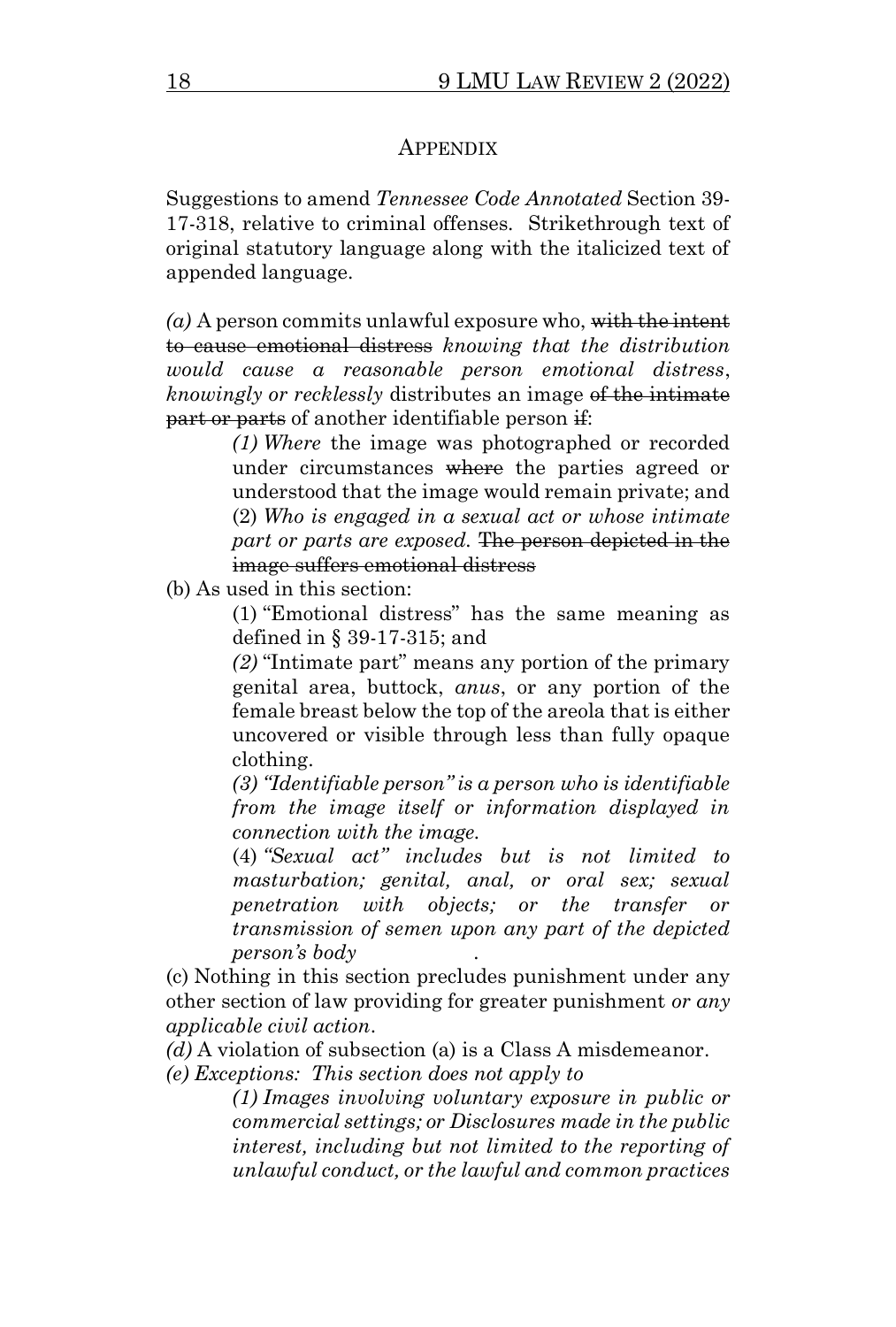## APPENDIX

Suggestions to amend *Tennessee Code Annotated* Section 39-17-318, relative to criminal offenses. Strikethrough text of original statutory language along with the italicized text of appended language.

*(a)* A person commits unlawful exposure who, ~~with the intent to cause emotional distress~~ *knowing that the distribution would cause a reasonable person emotional distress*, *knowingly or recklessly* distributes an image ~~of the intimate part or parts~~ of another identifiable person ~~if~~:

> *(1) Where* the image was photographed or recorded under circumstances ~~where~~ the parties agreed or understood that the image would remain private; and
>
> (2) *Who is engaged in a sexual act or whose intimate part or parts are exposed.* ~~The person depicted in the image suffers emotional distress~~

(b) As used in this section:

> (1) "Emotional distress" has the same meaning as defined in § 39-17-315; and
>
> *(2)* "Intimate part" means any portion of the primary genital area, buttock, *anus*, or any portion of the female breast below the top of the areola that is either uncovered or visible through less than fully opaque clothing.
>
> *(3) "Identifiable person" is a person who is identifiable from the image itself or information displayed in connection with the image.*
>
> (4) *"Sexual act" includes but is not limited to masturbation; genital, anal, or oral sex; sexual penetration with objects; or the transfer or transmission of semen upon any part of the depicted person's body* .

(c) Nothing in this section precludes punishment under any other section of law providing for greater punishment *or any applicable civil action*.

*(d)* A violation of subsection (a) is a Class A misdemeanor.

*(e) Exceptions: This section does not apply to*

> *(1) Images involving voluntary exposure in public or commercial settings; or Disclosures made in the public interest, including but not limited to the reporting of unlawful conduct, or the lawful and common practices*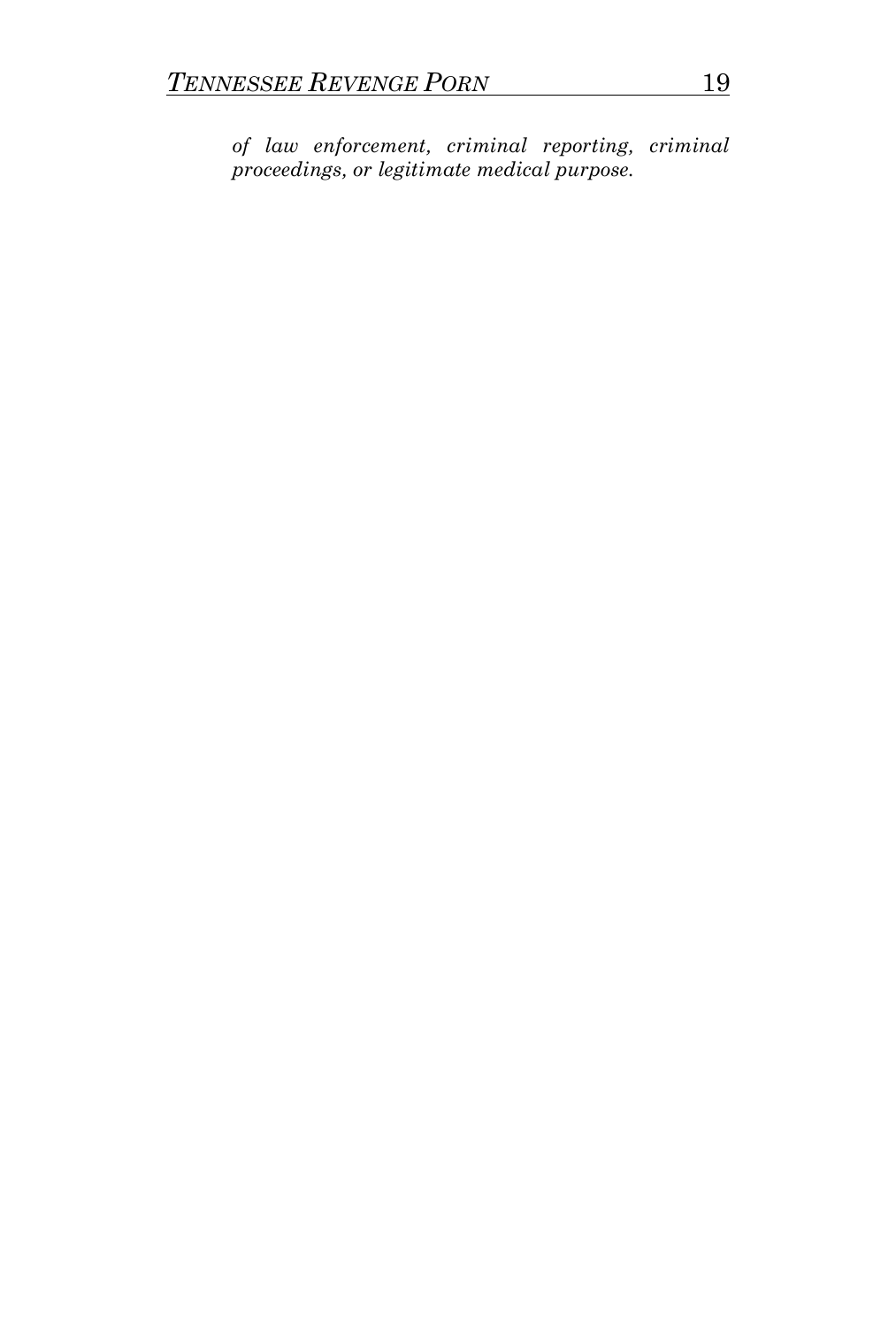*of law enforcement, criminal reporting, criminal proceedings, or legitimate medical purpose.*